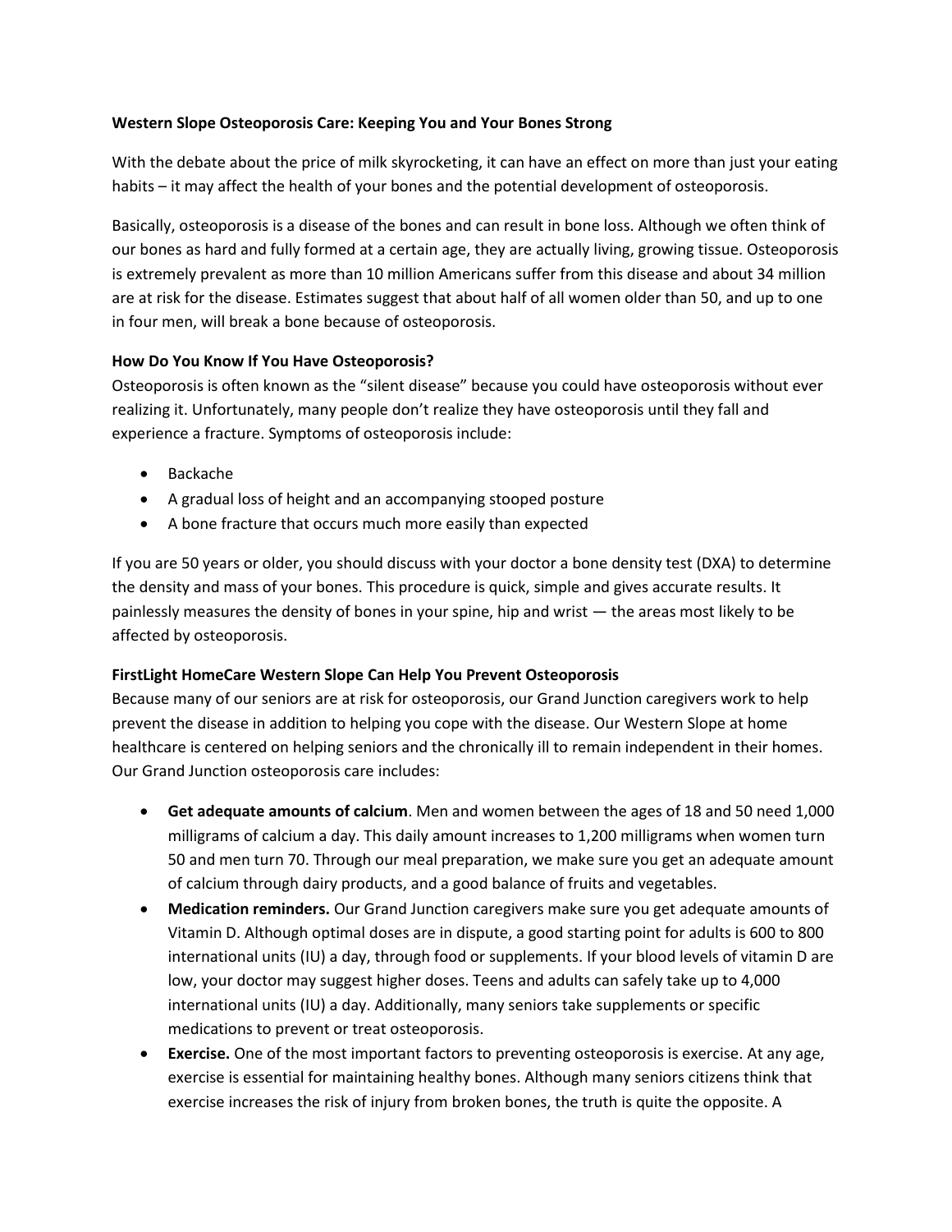**Western Slope Osteoporosis Care: Keeping You and Your Bones Strong**

With the debate about the price of milk skyrocketing, it can have an effect on more than just your eating habits – it may affect the health of your bones and the potential development of osteoporosis.

Basically, osteoporosis is a disease of the bones and can result in bone loss. Although we often think of our bones as hard and fully formed at a certain age, they are actually living, growing tissue. Osteoporosis is extremely prevalent as more than 10 million Americans suffer from this disease and about 34 million are at risk for the disease. Estimates suggest that about half of all women older than 50, and up to one in four men, will break a bone because of osteoporosis.

**How Do You Know If You Have Osteoporosis?**

Osteoporosis is often known as the "silent disease" because you could have osteoporosis without ever realizing it. Unfortunately, many people don't realize they have osteoporosis until they fall and experience a fracture. Symptoms of osteoporosis include:

- Backache
- A gradual loss of height and an accompanying stooped posture
- A bone fracture that occurs much more easily than expected

If you are 50 years or older, you should discuss with your doctor a bone density test (DXA) to determine the density and mass of your bones. This procedure is quick, simple and gives accurate results. It painlessly measures the density of bones in your spine, hip and wrist — the areas most likely to be affected by osteoporosis.

**FirstLight HomeCare Western Slope Can Help You Prevent Osteoporosis**

Because many of our seniors are at risk for osteoporosis, our Grand Junction caregivers work to help prevent the disease in addition to helping you cope with the disease. Our Western Slope at home healthcare is centered on helping seniors and the chronically ill to remain independent in their homes. Our Grand Junction osteoporosis care includes:

- **Get adequate amounts of calcium**. Men and women between the ages of 18 and 50 need 1,000 milligrams of calcium a day. This daily amount increases to 1,200 milligrams when women turn 50 and men turn 70. Through our meal preparation, we make sure you get an adequate amount of calcium through dairy products, and a good balance of fruits and vegetables.
- **Medication reminders.** Our Grand Junction caregivers make sure you get adequate amounts of Vitamin D. Although optimal doses are in dispute, a good starting point for adults is 600 to 800 international units (IU) a day, through food or supplements. If your blood levels of vitamin D are low, your doctor may suggest higher doses. Teens and adults can safely take up to 4,000 international units (IU) a day. Additionally, many seniors take supplements or specific medications to prevent or treat osteoporosis.
- **Exercise.** One of the most important factors to preventing osteoporosis is exercise. At any age, exercise is essential for maintaining healthy bones. Although many seniors citizens think that exercise increases the risk of injury from broken bones, the truth is quite the opposite. A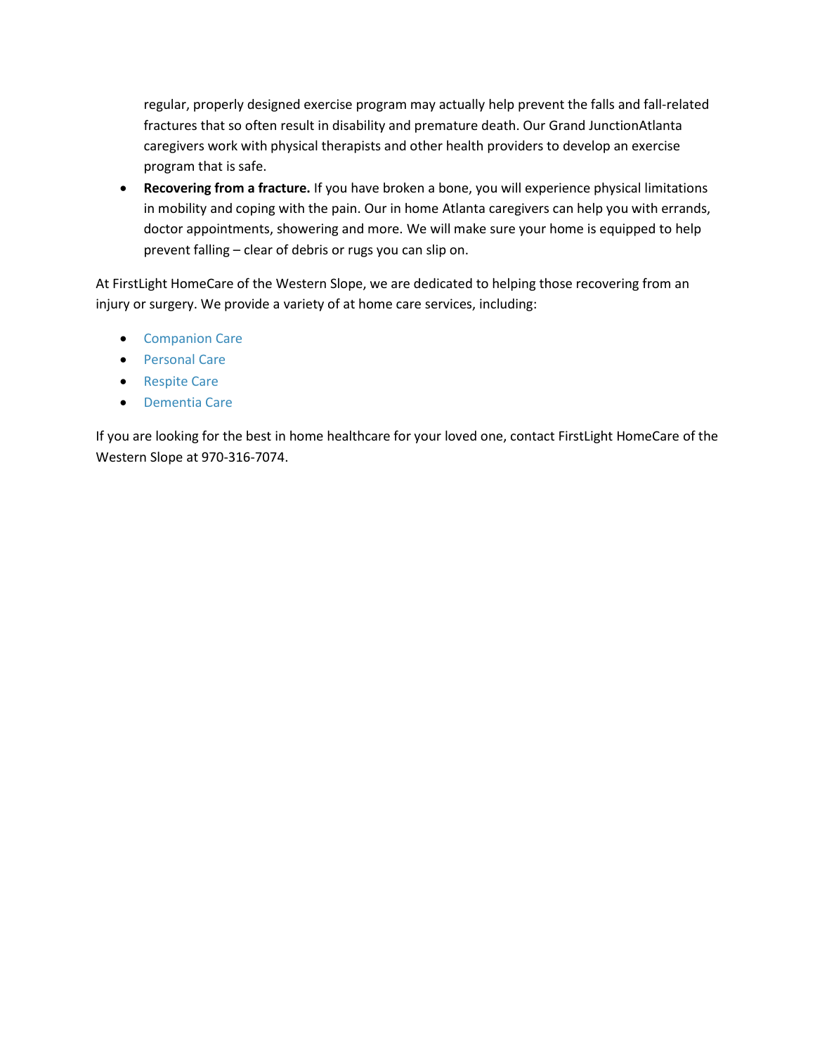regular, properly designed exercise program may actually help prevent the falls and fall-related fractures that so often result in disability and premature death. Our Grand JunctionAtlanta caregivers work with physical therapists and other health providers to develop an exercise program that is safe.

- **Recovering from a fracture.** If you have broken a bone, you will experience physical limitations in mobility and coping with the pain. Our in home Atlanta caregivers can help you with errands, doctor appointments, showering and more. We will make sure your home is equipped to help prevent falling – clear of debris or rugs you can slip on.

At FirstLight HomeCare of the Western Slope, we are dedicated to helping those recovering from an injury or surgery. We provide a variety of at home care services, including:

- Companion Care
- Personal Care
- Respite Care
- Dementia Care

If you are looking for the best in home healthcare for your loved one, contact FirstLight HomeCare of the Western Slope at 970-316-7074.